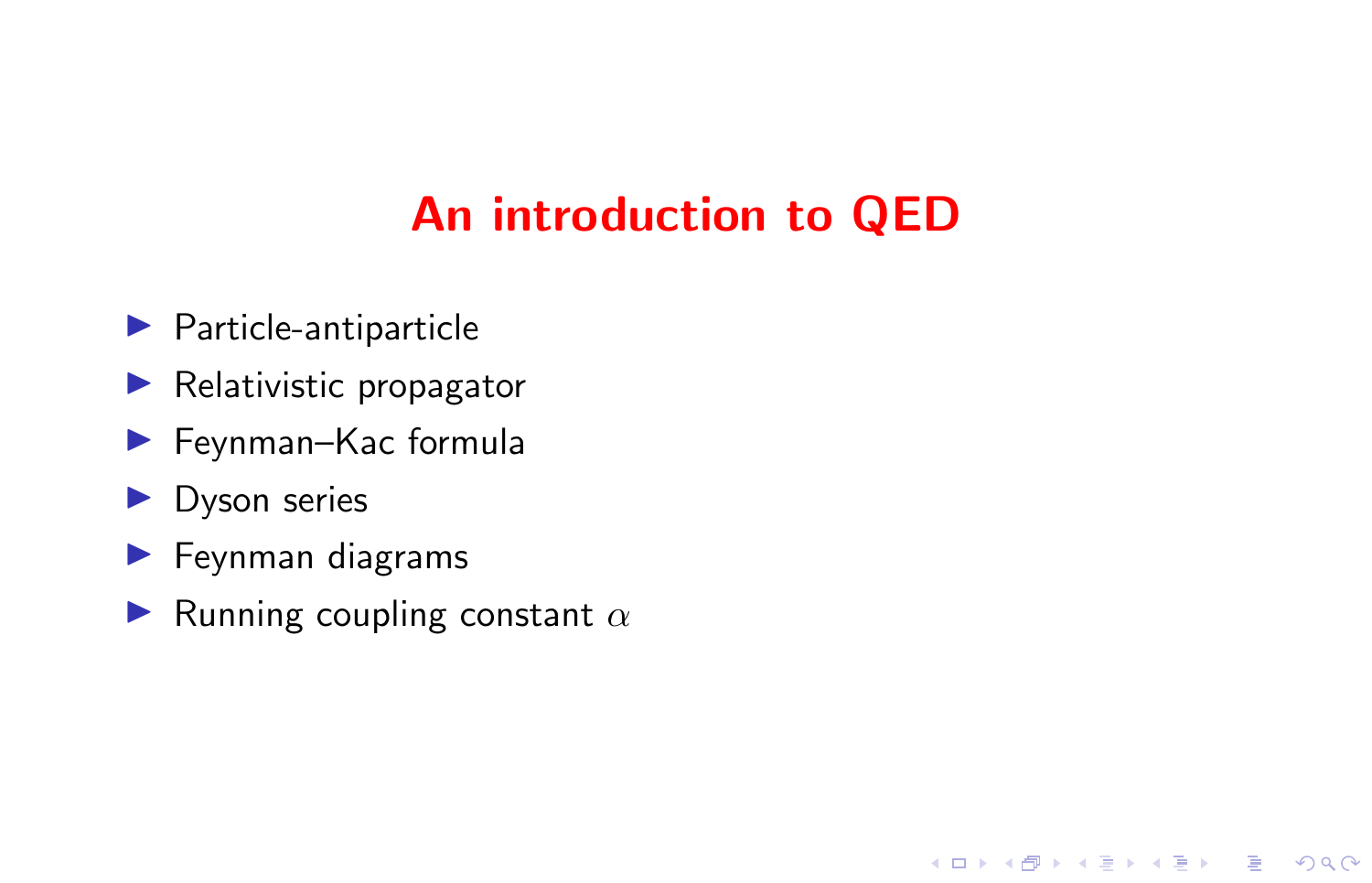# An introduction to QED

- Particle-antiparticle
- Relativistic propagator
- Feynman–Kac formula
- Dyson series
- Feynman diagrams
- Running coupling constant $\alpha$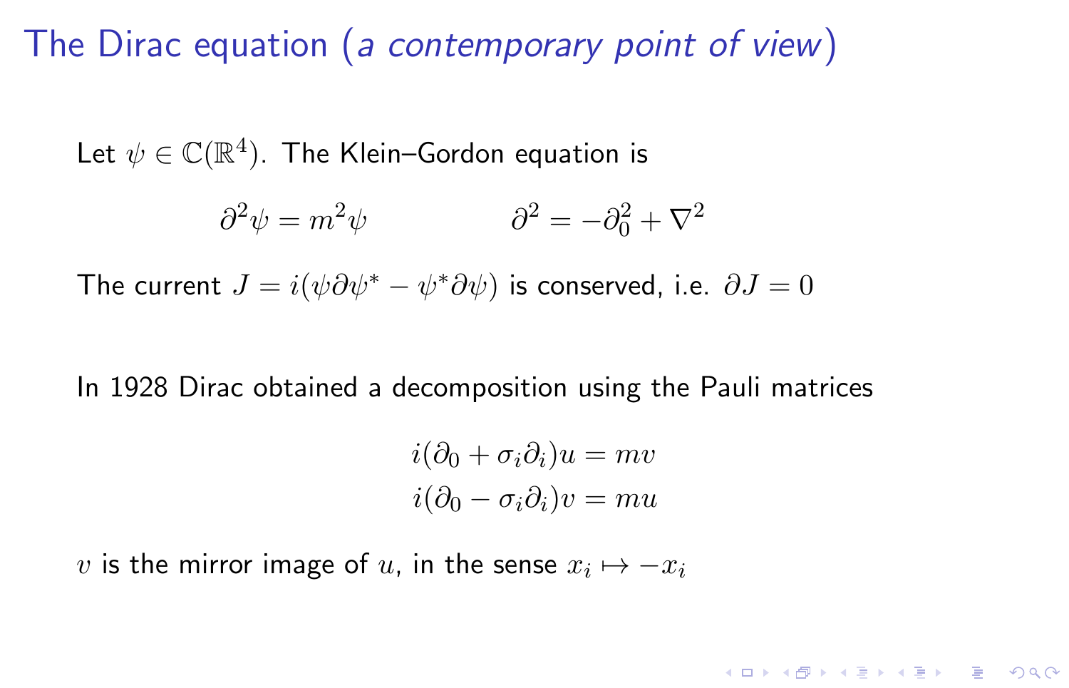# The Dirac equation (*a contemporary point of view*)

Let $\psi \in \mathbb{C}(\mathbb{R}^4)$. The Klein–Gordon equation is

$$\partial^2 \psi = m^2 \psi \qquad\qquad \partial^2 = -\partial_0^2 + \nabla^2$$

The current $J = i(\psi \partial \psi^* - \psi^* \partial \psi)$ is conserved, i.e. $\partial J = 0$

In 1928 Dirac obtained a decomposition using the Pauli matrices

$$i(\partial_0 + \sigma_i \partial_i)u = mv$$
$$i(\partial_0 - \sigma_i \partial_i)v = mu$$

$v$ is the mirror image of $u$, in the sense $x_i \mapsto -x_i$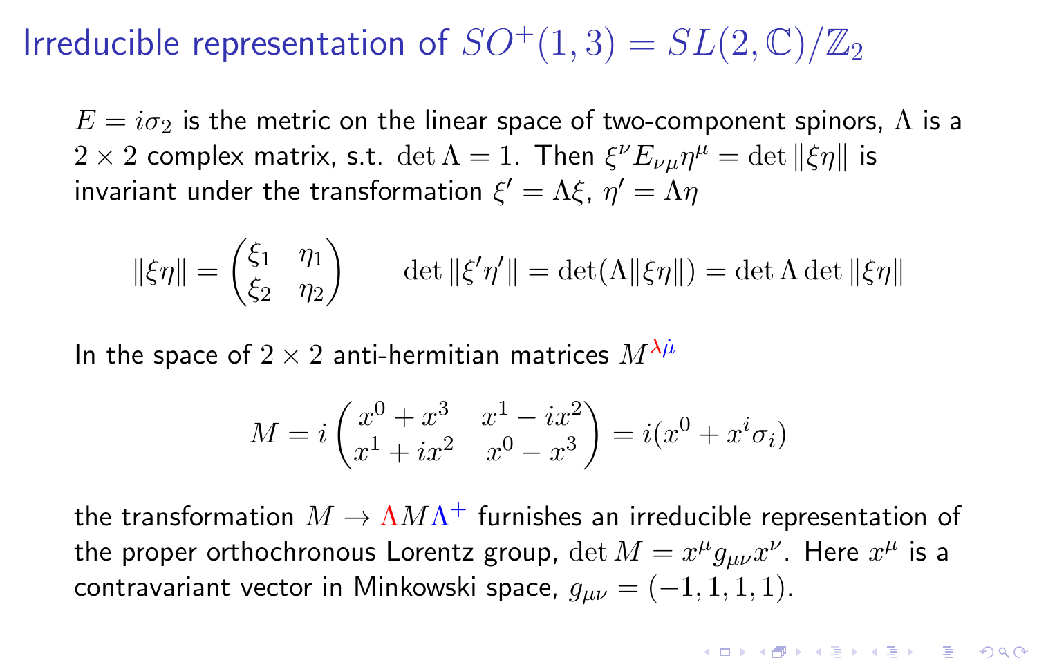# Irreducible representation of $SO^+(1,3) = SL(2,\mathbb{C})/\mathbb{Z}_2$

$E = i\sigma_2$ is the metric on the linear space of two-component spinors, $\Lambda$ is a $2\times 2$ complex matrix, s.t. $\det\Lambda = 1$. Then $\xi^\nu E_{\nu\mu}\eta^\mu = \det\|\xi\eta\|$ is invariant under the transformation $\xi' = \Lambda\xi$, $\eta' = \Lambda\eta$

$$
\|\xi\eta\| = \begin{pmatrix} \xi_1 & \eta_1 \\ \xi_2 & \eta_2 \end{pmatrix} \qquad \det\|\xi'\eta'\| = \det(\Lambda\|\xi\eta\|) = \det\Lambda\det\|\xi\eta\|
$$

In the space of $2\times 2$ anti-hermitian matrices $M^{\lambda\dot{\mu}}$

$$
M = i\begin{pmatrix} x^0 + x^3 & x^1 - ix^2 \\ x^1 + ix^2 & x^0 - x^3 \end{pmatrix} = i(x^0 + x^i\sigma_i)
$$

the transformation $M \to \Lambda M \Lambda^+$ furnishes an irreducible representation of the proper orthochronous Lorentz group, $\det M = x^\mu g_{\mu\nu} x^\nu$. Here $x^\mu$ is a contravariant vector in Minkowski space, $g_{\mu\nu} = (-1,1,1,1)$.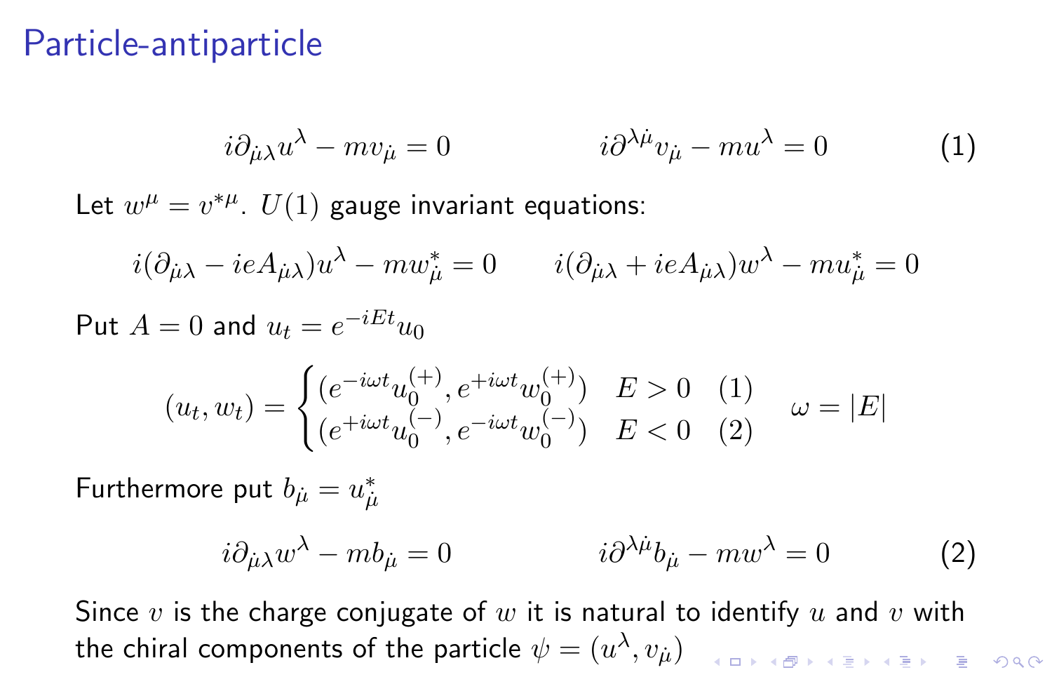# Particle-antiparticle

$$i\partial_{\dot{\mu}\lambda}u^{\lambda} - mv_{\dot{\mu}} = 0 \qquad\qquad i\partial^{\lambda\dot{\mu}}v_{\dot{\mu}} - mu^{\lambda} = 0 \qquad (1)$$

Let $w^{\mu} = v^{*\mu}$. $U(1)$ gauge invariant equations:

$$i(\partial_{\dot{\mu}\lambda} - ieA_{\dot{\mu}\lambda})u^{\lambda} - mw^{*}_{\dot{\mu}} = 0 \qquad i(\partial_{\dot{\mu}\lambda} + ieA_{\dot{\mu}\lambda})w^{\lambda} - mu^{*}_{\dot{\mu}} = 0$$

Put $A = 0$ and $u_t = e^{-iEt}u_0$

$$(u_t, w_t) = \begin{cases} (e^{-i\omega t}u_0^{(+)}, e^{+i\omega t}w_0^{(+)}) & E > 0 \quad (1) \\ (e^{+i\omega t}u_0^{(-)}, e^{-i\omega t}w_0^{(-)}) & E < 0 \quad (2) \end{cases} \qquad \omega = |E|$$

Furthermore put $b_{\dot{\mu}} = u^{*}_{\dot{\mu}}$

$$i\partial_{\dot{\mu}\lambda}w^{\lambda} - mb_{\dot{\mu}} = 0 \qquad\qquad i\partial^{\lambda\dot{\mu}}b_{\dot{\mu}} - mw^{\lambda} = 0 \qquad (2)$$

Since $v$ is the charge conjugate of $w$ it is natural to identify $u$ and $v$ with the chiral components of the particle $\psi = (u^{\lambda}, v_{\dot{\mu}})$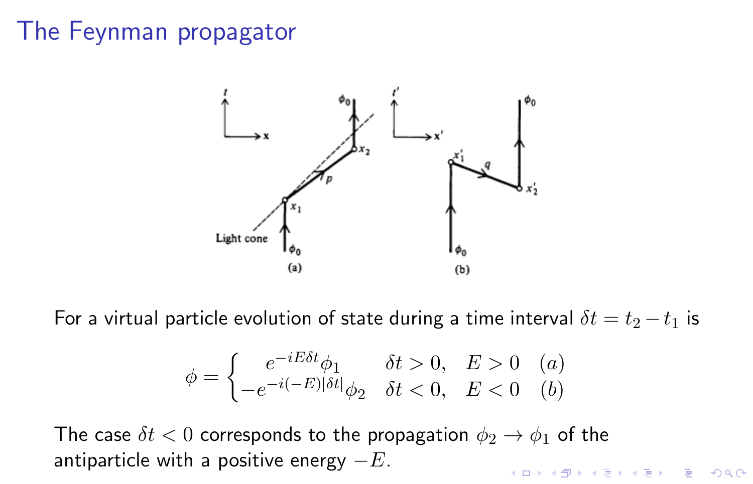# The Feynman propagator

(a)

(b)

For a virtual particle evolution of state during a time interval $\delta t = t_2 - t_1$ is

$$\phi = \begin{cases} e^{-iE\delta t}\phi_1 & \delta t > 0, \quad E > 0 \quad (a) \\ -e^{-i(-E)|\delta t|}\phi_2 & \delta t < 0, \quad E < 0 \quad (b) \end{cases}$$

The case $\delta t < 0$ corresponds to the propagation $\phi_2 \to \phi_1$ of the antiparticle with a positive energy $-E$.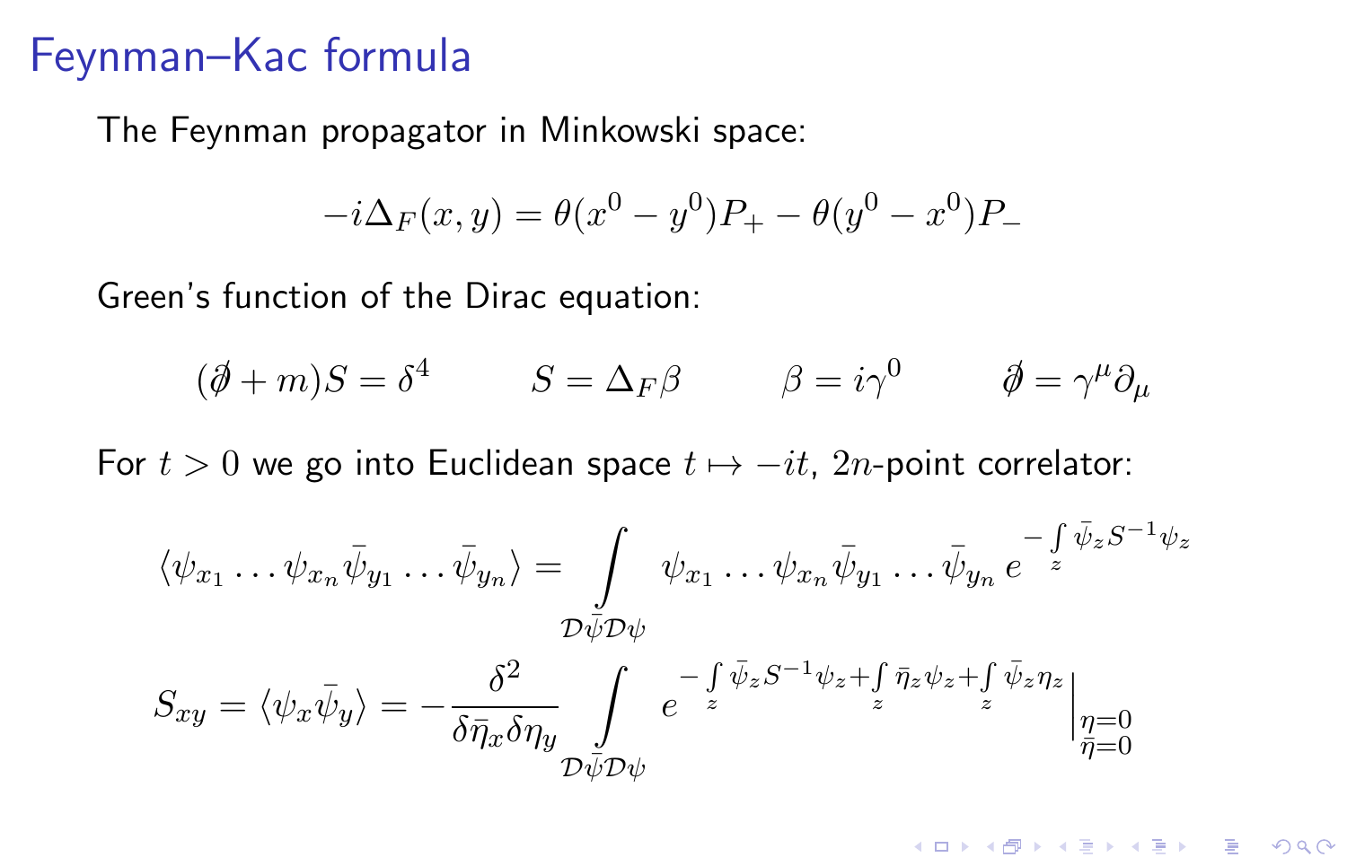# Feynman–Kac formula

The Feynman propagator in Minkowski space:

$$-i\Delta_F(x,y) = \theta(x^0 - y^0)P_+ - \theta(y^0 - x^0)P_-$$

Green's function of the Dirac equation:

$$(\partial\!\!\!/ + m)S = \delta^4 \qquad S = \Delta_F \beta \qquad \beta = i\gamma^0 \qquad \partial\!\!\!/ = \gamma^\mu \partial_\mu$$

For $t > 0$ we go into Euclidean space $t \mapsto -it$, $2n$-point correlator:

$$\langle \psi_{x_1} \ldots \psi_{x_n} \bar{\psi}_{y_1} \ldots \bar{\psi}_{y_n} \rangle = \int\limits_{\mathcal{D}\bar{\psi}\mathcal{D}\psi} \psi_{x_1} \ldots \psi_{x_n} \bar{\psi}_{y_1} \ldots \bar{\psi}_{y_n} \, e^{-\int_z \bar{\psi}_z S^{-1} \psi_z}$$

$$S_{xy} = \langle \psi_x \bar{\psi}_y \rangle = -\frac{\delta^2}{\delta \bar{\eta}_x \delta \eta_y} \int\limits_{\mathcal{D}\bar{\psi}\mathcal{D}\psi} e^{-\int_z \bar{\psi}_z S^{-1} \psi_z + \int_z \bar{\eta}_z \psi_z + \int_z \bar{\psi}_z \eta_z} \Big|_{\substack{\eta=0 \\ \bar{\eta}=0}}$$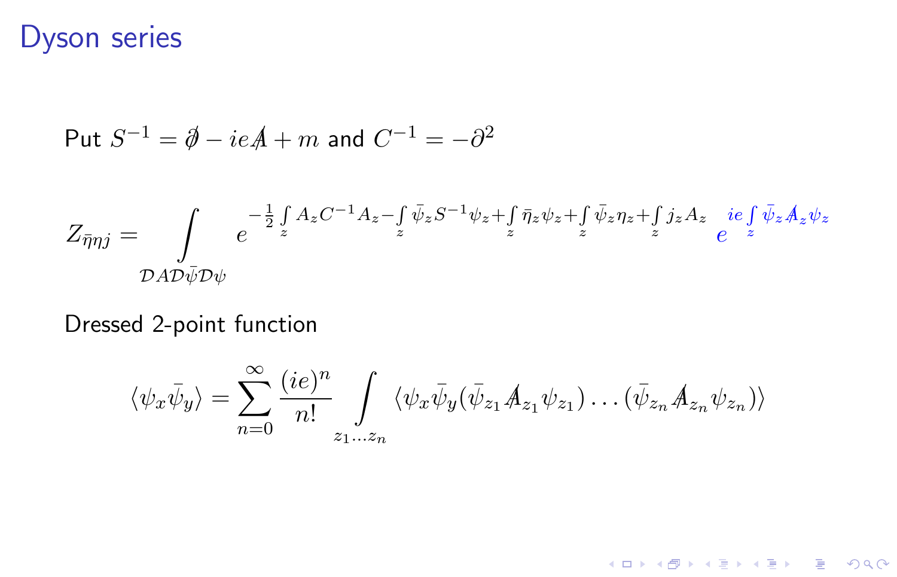# Dyson series

Put $S^{-1} = \partial\!\!\!/ - ie A\!\!\!/ + m$ and $C^{-1} = -\partial^2$

$$Z_{\bar{\eta}\eta j} = \int\limits_{\mathcal{D}A\mathcal{D}\bar{\psi}\mathcal{D}\psi} e^{-\frac{1}{2}\int\limits_z A_z C^{-1} A_z - \int\limits_z \bar{\psi}_z S^{-1}\psi_z + \int\limits_z \bar{\eta}_z\psi_z + \int\limits_z \bar{\psi}_z\eta_z + \int\limits_z j_z A_z} \; e^{ie\int\limits_z \bar{\psi}_z A\!\!\!/_z \psi_z}$$

Dressed 2-point function

$$\langle \psi_x \bar{\psi}_y \rangle = \sum_{n=0}^{\infty} \frac{(ie)^n}{n!} \int\limits_{z_1 \ldots z_n} \langle \psi_x \bar{\psi}_y (\bar{\psi}_{z_1} A\!\!\!/_{z_1} \psi_{z_1}) \ldots (\bar{\psi}_{z_n} A\!\!\!/_{z_n} \psi_{z_n}) \rangle$$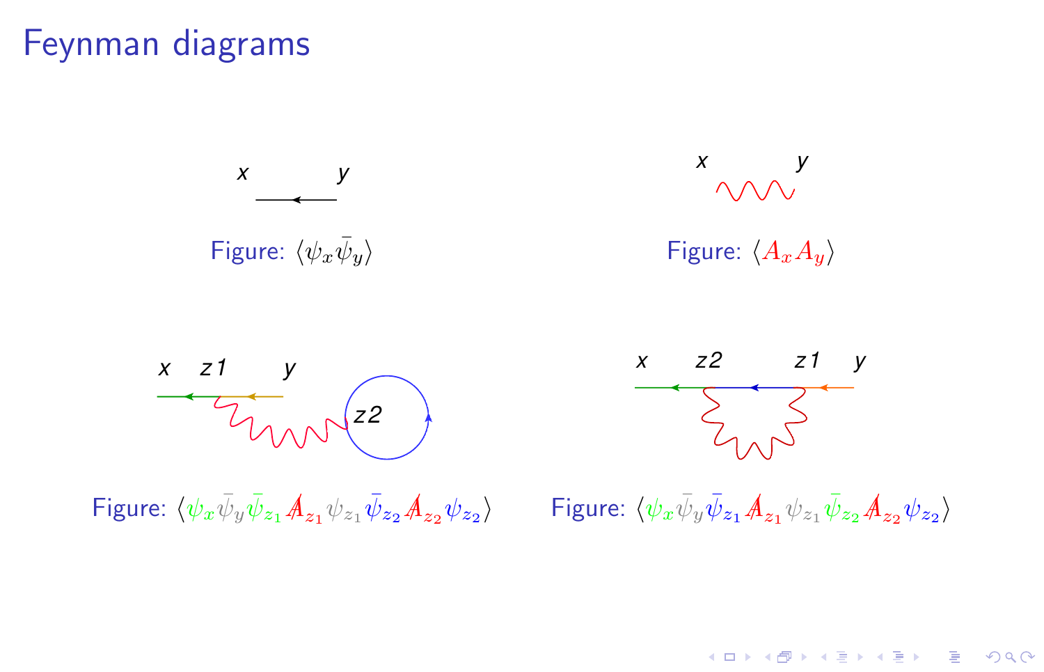# Feynman diagrams

x y

Figure: $\langle \psi_x \bar{\psi}_y \rangle$

x y

Figure: $\langle A_x A_y \rangle$

x z1 y

z2

Figure: $\langle \psi_x \bar{\psi}_y \bar{\psi}_{z_1} \not{A}_{z_1} \psi_{z_1} \bar{\psi}_{z_2} \not{A}_{z_2} \psi_{z_2} \rangle$

x z2 z1 y

Figure: $\langle \psi_x \bar{\psi}_y \bar{\psi}_{z_1} \not{A}_{z_1} \psi_{z_1} \bar{\psi}_{z_2} \not{A}_{z_2} \psi_{z_2} \rangle$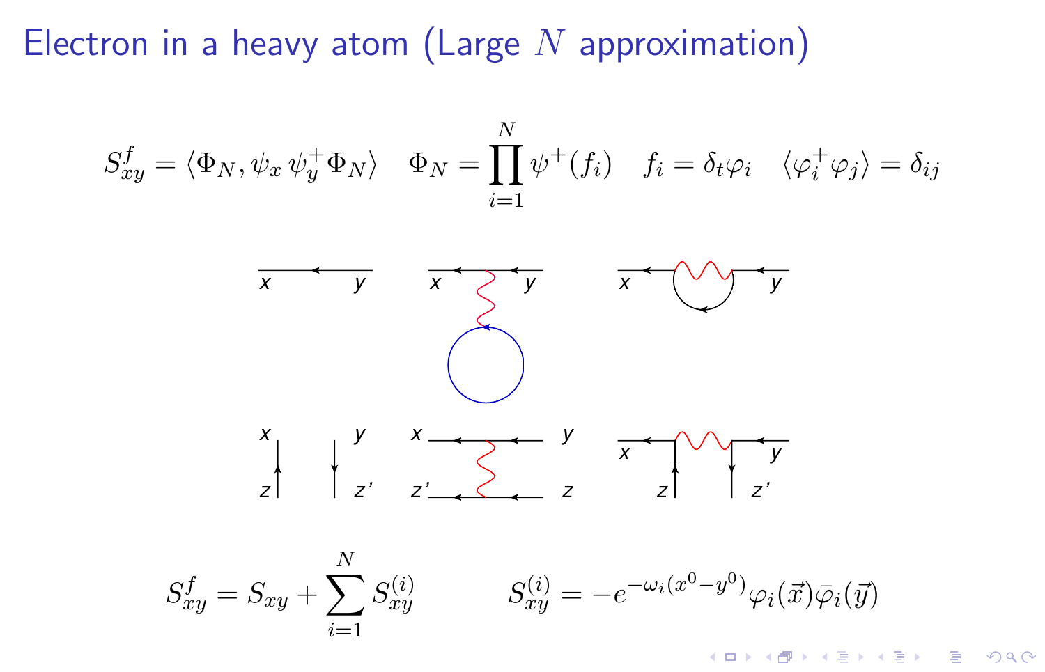# Electron in a heavy atom (Large $N$ approximation)

$$S^f_{xy} = \langle \Phi_N, \psi_x \, \psi^+_y \Phi_N \rangle \quad \Phi_N = \prod_{i=1}^{N} \psi^+(f_i) \quad f_i = \delta_t \varphi_i \quad \langle \varphi^+_i \varphi_j \rangle = \delta_{ij}$$

x y

x y

x y

x y z z'

x y z' z

x y z z'

$$S^f_{xy} = S_{xy} + \sum_{i=1}^{N} S^{(i)}_{xy} \qquad S^{(i)}_{xy} = -e^{-\omega_i (x^0 - y^0)} \varphi_i(\vec{x}) \bar{\varphi}_i(\vec{y})$$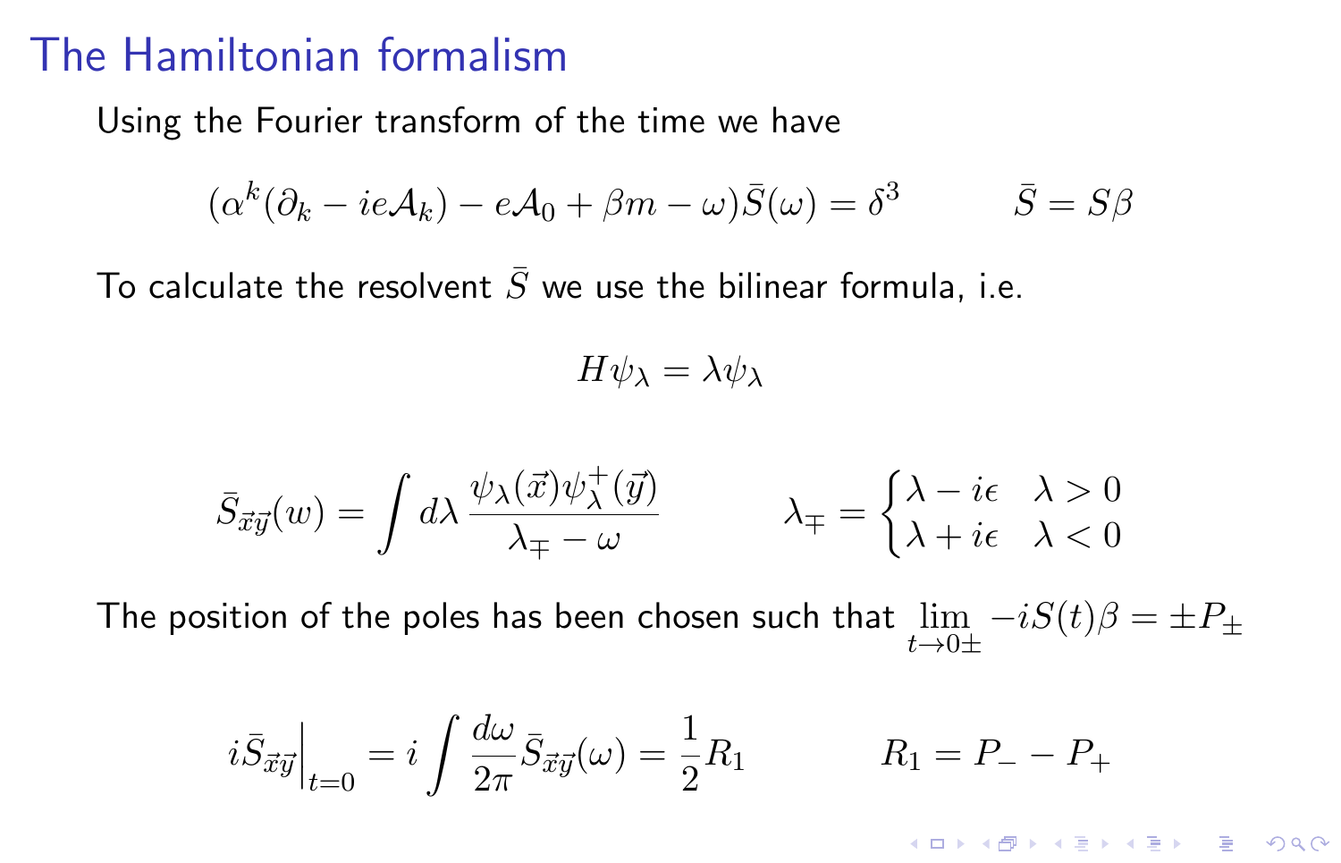# The Hamiltonian formalism

Using the Fourier transform of the time we have

$$
(\alpha^k(\partial_k - ie\mathcal{A}_k) - e\mathcal{A}_0 + \beta m - \omega)\bar{S}(\omega) = \delta^3 \qquad \bar{S} = S\beta
$$

To calculate the resolvent $\bar{S}$ we use the bilinear formula, i.e.

$$
H\psi_\lambda = \lambda\psi_\lambda
$$

$$
\bar{S}_{\vec{x}\vec{y}}(w) = \int d\lambda \, \frac{\psi_\lambda(\vec{x})\psi_\lambda^+(\vec{y})}{\lambda_\mp - \omega} \qquad \lambda_\mp = \begin{cases} \lambda - i\epsilon & \lambda > 0 \\ \lambda + i\epsilon & \lambda < 0 \end{cases}
$$

The position of the poles has been chosen such that $\lim\limits_{t \to 0\pm} -iS(t)\beta = \pm P_\pm$

$$
i\bar{S}_{\vec{x}\vec{y}}\Big|_{t=0} = i\int \frac{d\omega}{2\pi}\bar{S}_{\vec{x}\vec{y}}(\omega) = \frac{1}{2}R_1 \qquad R_1 = P_- - P_+
$$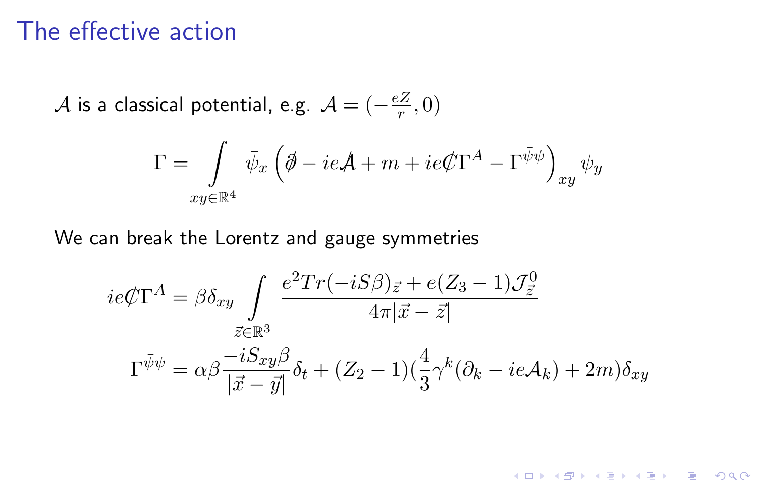# The effective action

$\mathcal{A}$ is a classical potential, e.g. $\mathcal{A} = (-\frac{eZ}{r}, 0)$

$$\Gamma = \int_{xy \in \mathbb{R}^4} \bar{\psi}_x \left( \not{\partial} - ie\not{\mathcal{A}} + m + ie\not{C}\Gamma^A - \Gamma^{\bar{\psi}\psi} \right)_{xy} \psi_y$$

We can break the Lorentz and gauge symmetries

$$ie\not{C}\Gamma^A = \beta \delta_{xy} \int_{\vec{z} \in \mathbb{R}^3} \frac{e^2 Tr(-iS\beta)_{\vec{z}} + e(Z_3 - 1)\mathcal{J}^0_{\vec{z}}}{4\pi |\vec{x} - \vec{z}|}$$

$$\Gamma^{\bar{\psi}\psi} = \alpha\beta \frac{-iS_{xy}\beta}{|\vec{x} - \vec{y}|}\delta_t + (Z_2 - 1)(\frac{4}{3}\gamma^k(\partial_k - ie\mathcal{A}_k) + 2m)\delta_{xy}$$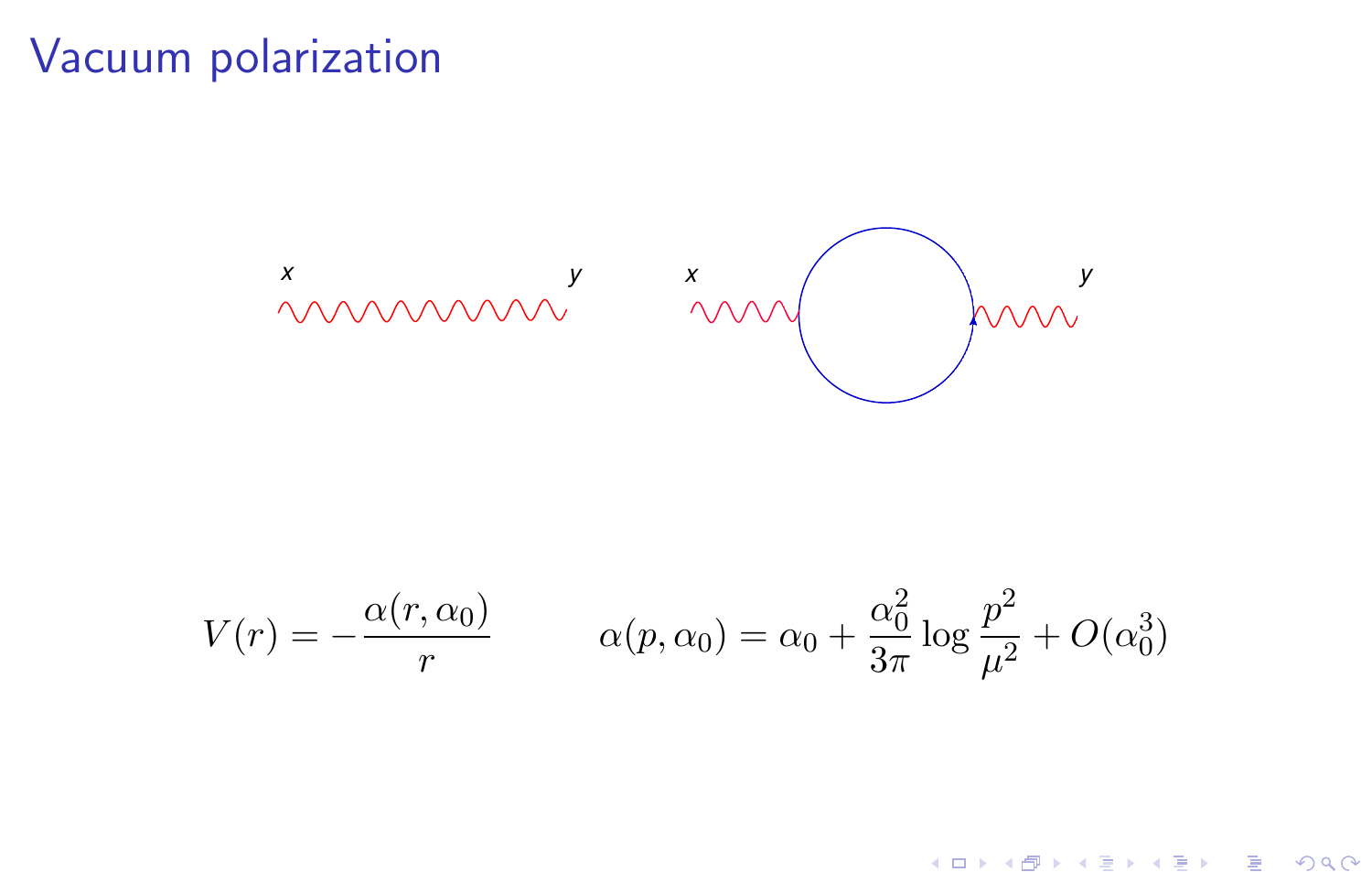# Vacuum polarization

x

y

x

y

$$V(r) = -\frac{\alpha(r, \alpha_0)}{r} \qquad \alpha(p, \alpha_0) = \alpha_0 + \frac{\alpha_0^2}{3\pi} \log \frac{p^2}{\mu^2} + O(\alpha_0^3)$$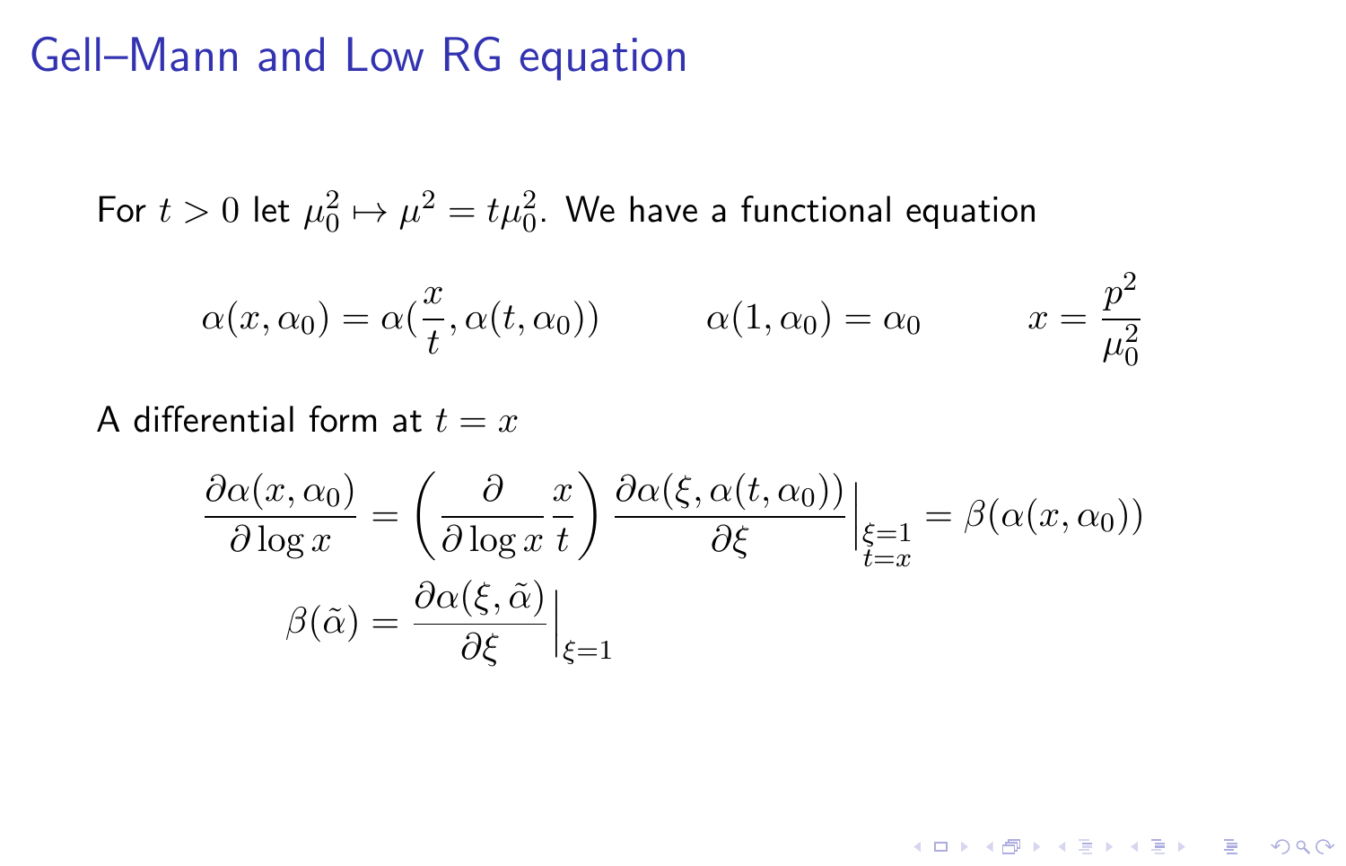# Gell–Mann and Low RG equation

For $t > 0$ let $\mu_0^2 \mapsto \mu^2 = t\mu_0^2$. We have a functional equation

$$\alpha(x, \alpha_0) = \alpha(\frac{x}{t}, \alpha(t, \alpha_0)) \qquad \alpha(1, \alpha_0) = \alpha_0 \qquad x = \frac{p^2}{\mu_0^2}$$

A differential form at $t = x$

$$\frac{\partial \alpha(x, \alpha_0)}{\partial \log x} = \left( \frac{\partial}{\partial \log x} \frac{x}{t} \right) \frac{\partial \alpha(\xi, \alpha(t, \alpha_0))}{\partial \xi} \Big|_{\substack{\xi=1 \\ t=x}} = \beta(\alpha(x, \alpha_0))$$

$$\beta(\tilde{\alpha}) = \frac{\partial \alpha(\xi, \tilde{\alpha})}{\partial \xi} \Big|_{\xi=1}$$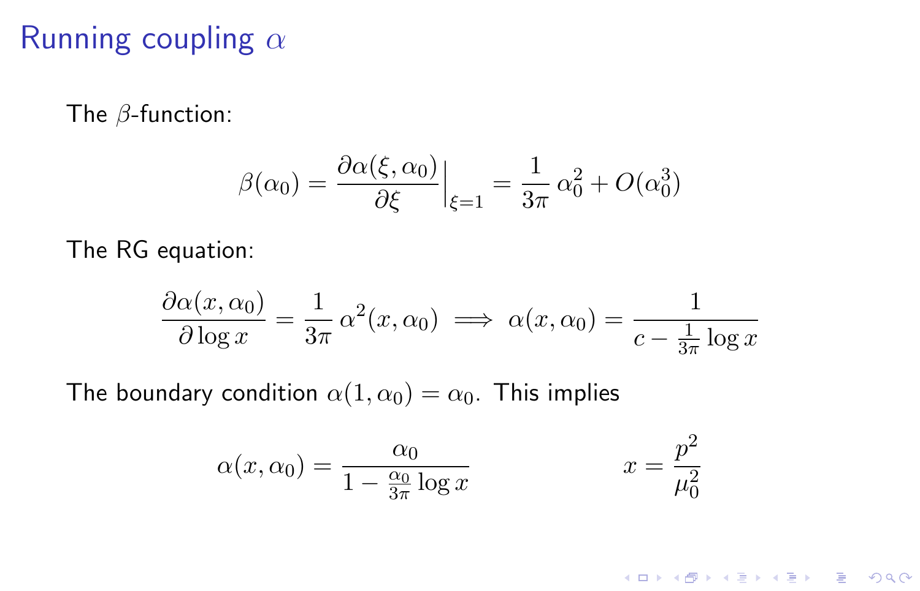# Running coupling $\alpha$

The $\beta$-function:

$$\beta(\alpha_0) = \frac{\partial \alpha(\xi, \alpha_0)}{\partial \xi}\Big|_{\xi=1} = \frac{1}{3\pi}\,\alpha_0^2 + O(\alpha_0^3)$$

The RG equation:

$$\frac{\partial \alpha(x, \alpha_0)}{\partial \log x} = \frac{1}{3\pi}\,\alpha^2(x, \alpha_0) \implies \alpha(x, \alpha_0) = \frac{1}{c - \frac{1}{3\pi}\log x}$$

The boundary condition $\alpha(1, \alpha_0) = \alpha_0$. This implies

$$\alpha(x, \alpha_0) = \frac{\alpha_0}{1 - \frac{\alpha_0}{3\pi}\log x} \qquad\qquad x = \frac{p^2}{\mu_0^2}$$